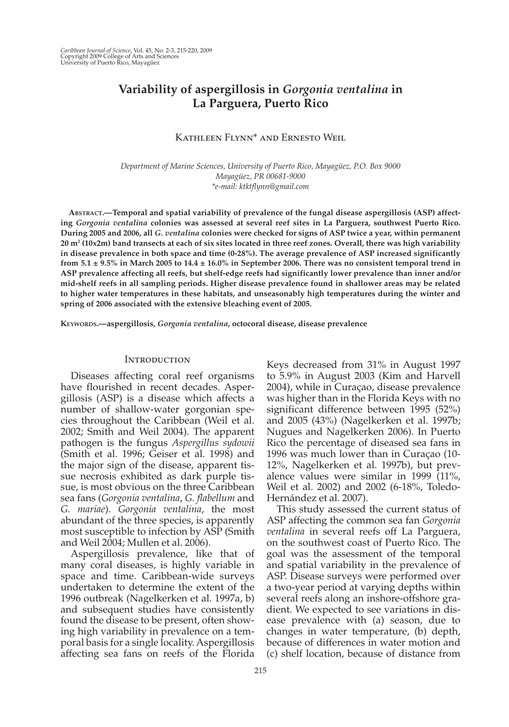# Variability of aspergillosis in *Gorgonia ventalina* in La Parguera, Puerto Rico

Kathleen Flynn* and Ernesto Weil

*Department of Marine Sciences, University of Puerto Rico, Mayagüez, P.O. Box 9000 Mayagüez, PR 00681-9000*
*\*e-mail: ktktflynn@gmail.com*

**Abstract.—Temporal and spatial variability of prevalence of the fungal disease aspergillosis (ASP) affecting *Gorgonia ventalina* colonies was assessed at several reef sites in La Parguera, southwest Puerto Rico. During 2005 and 2006, all *G. ventalina* colonies were checked for signs of ASP twice a year, within permanent 20 $m^2$ (10x2m) band transects at each of six sites located in three reef zones. Overall, there was high variability in disease prevalence in both space and time (0-28%). The average prevalence of ASP increased significantly from 5.1 ± 9.5% in March 2005 to 14.4 ± 16.0% in September 2006. There was no consistent temporal trend in ASP prevalence affecting all reefs, but shelf-edge reefs had significantly lower prevalence than inner and/or mid-shelf reefs in all sampling periods. Higher disease prevalence found in shallower areas may be related to higher water temperatures in these habitats, and unseasonably high temperatures during the winter and spring of 2006 associated with the extensive bleaching event of 2005.**

**Keywords.—aspergillosis, *Gorgonia ventalina*, octocoral disease, disease prevalence**

## Introduction

Diseases affecting coral reef organisms have flourished in recent decades. Aspergillosis (ASP) is a disease which affects a number of shallow-water gorgonian species throughout the Caribbean (Weil et al. 2002; Smith and Weil 2004). The apparent pathogen is the fungus *Aspergillus sydowii* (Smith et al. 1996; Geiser et al. 1998) and the major sign of the disease, apparent tissue necrosis exhibited as dark purple tissue, is most obvious on the three Caribbean sea fans (*Gorgonia ventalina*, *G. flabellum* and *G. mariae*). *Gorgonia ventalina*, the most abundant of the three species, is apparently most susceptible to infection by ASP (Smith and Weil 2004; Mullen et al. 2006).

Aspergillosis prevalence, like that of many coral diseases, is highly variable in space and time. Caribbean-wide surveys undertaken to determine the extent of the 1996 outbreak (Nagelkerken et al. 1997a, b) and subsequent studies have consistently found the disease to be present, often showing high variability in prevalence on a temporal basis for a single locality. Aspergillosis affecting sea fans on reefs of the Florida Keys decreased from 31% in August 1997 to 5.9% in August 2003 (Kim and Harvell 2004), while in Curaçao, disease prevalence was higher than in the Florida Keys with no significant difference between 1995 (52%) and 2005 (43%) (Nagelkerken et al. 1997b; Nugues and Nagelkerken 2006). In Puerto Rico the percentage of diseased sea fans in 1996 was much lower than in Curaçao (10-12%, Nagelkerken et al. 1997b), but prevalence values were similar in 1999 (11%, Weil et al. 2002) and 2002 (6-18%, Toledo-Hernández et al. 2007).

This study assessed the current status of ASP affecting the common sea fan *Gorgonia ventalina* in several reefs off La Parguera, on the southwest coast of Puerto Rico. The goal was the assessment of the temporal and spatial variability in the prevalence of ASP. Disease surveys were performed over a two-year period at varying depths within several reefs along an inshore-offshore gradient. We expected to see variations in disease prevalence with (a) season, due to changes in water temperature, (b) depth, because of differences in water motion and (c) shelf location, because of distance from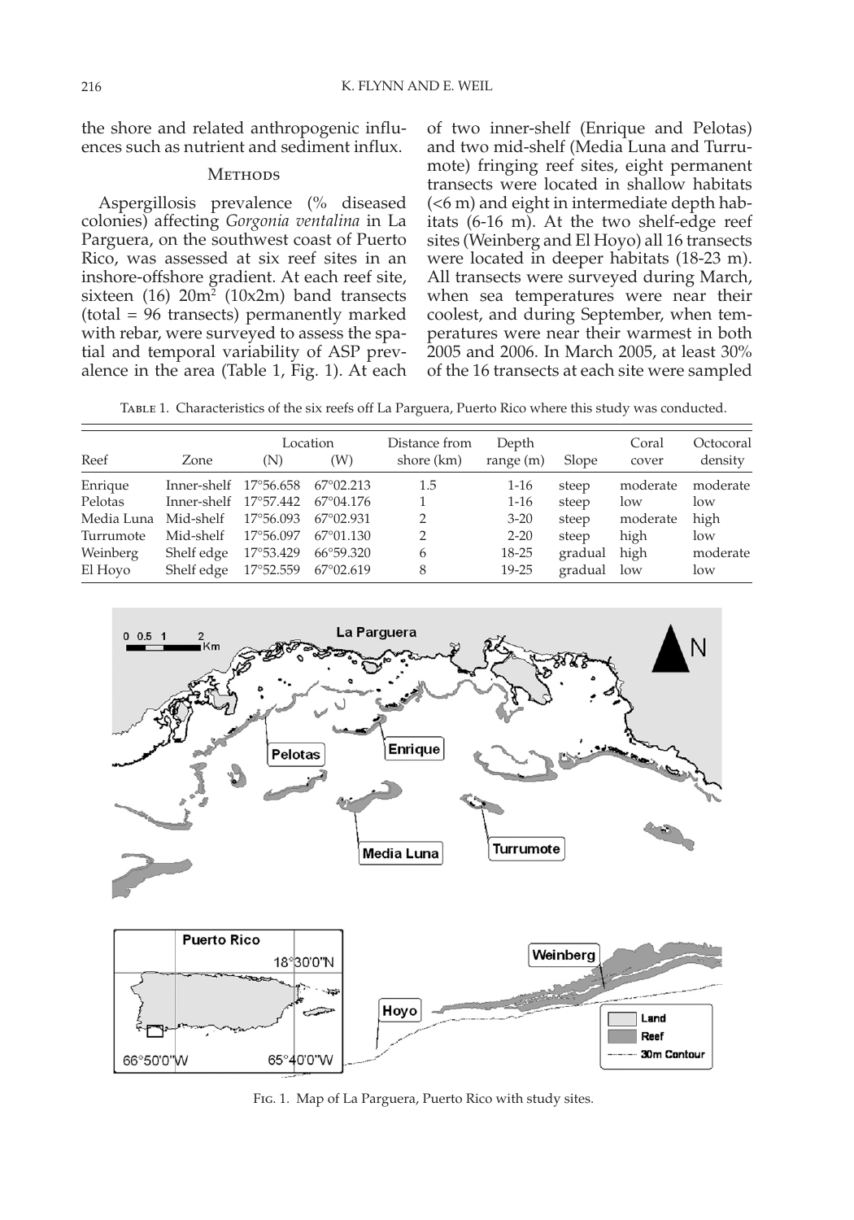the shore and related anthropogenic influences such as nutrient and sediment influx.

## Methods

Aspergillosis prevalence (% diseased colonies) affecting *Gorgonia ventalina* in La Parguera, on the southwest coast of Puerto Rico, was assessed at six reef sites in an inshore-offshore gradient. At each reef site, sixteen (16) 20m$^2$ (10x2m) band transects (total = 96 transects) permanently marked with rebar, were surveyed to assess the spatial and temporal variability of ASP prevalence in the area (Table 1, Fig. 1). At each of two inner-shelf (Enrique and Pelotas) and two mid-shelf (Media Luna and Turrumote) fringing reef sites, eight permanent transects were located in shallow habitats (<6 m) and eight in intermediate depth habitats (6-16 m). At the two shelf-edge reef sites (Weinberg and El Hoyo) all 16 transects were located in deeper habitats (18-23 m). All transects were surveyed during March, when sea temperatures were near their coolest, and during September, when temperatures were near their warmest in both 2005 and 2006. In March 2005, at least 30% of the 16 transects at each site were sampled

Table 1. Characteristics of the six reefs off La Parguera, Puerto Rico where this study was conducted.

| Reef | Zone | Location (N) | Location (W) | Distance from shore (km) | Depth range (m) | Slope | Coral cover | Octocoral density |
|---|---|---|---|---|---|---|---|---|
| Enrique | Inner-shelf | 17°56.658 | 67°02.213 | 1.5 | 1-16 | steep | moderate | moderate |
| Pelotas | Inner-shelf | 17°57.442 | 67°04.176 | 1 | 1-16 | steep | low | low |
| Media Luna | Mid-shelf | 17°56.093 | 67°02.931 | 2 | 3-20 | steep | moderate | high |
| Turrumote | Mid-shelf | 17°56.097 | 67°01.130 | 2 | 2-20 | steep | high | low |
| Weinberg | Shelf edge | 17°53.429 | 66°59.320 | 6 | 18-25 | gradual | high | moderate |
| El Hoyo | Shelf edge | 17°52.559 | 67°02.619 | 8 | 19-25 | gradual | low | low |

Fig. 1. Map of La Parguera, Puerto Rico with study sites.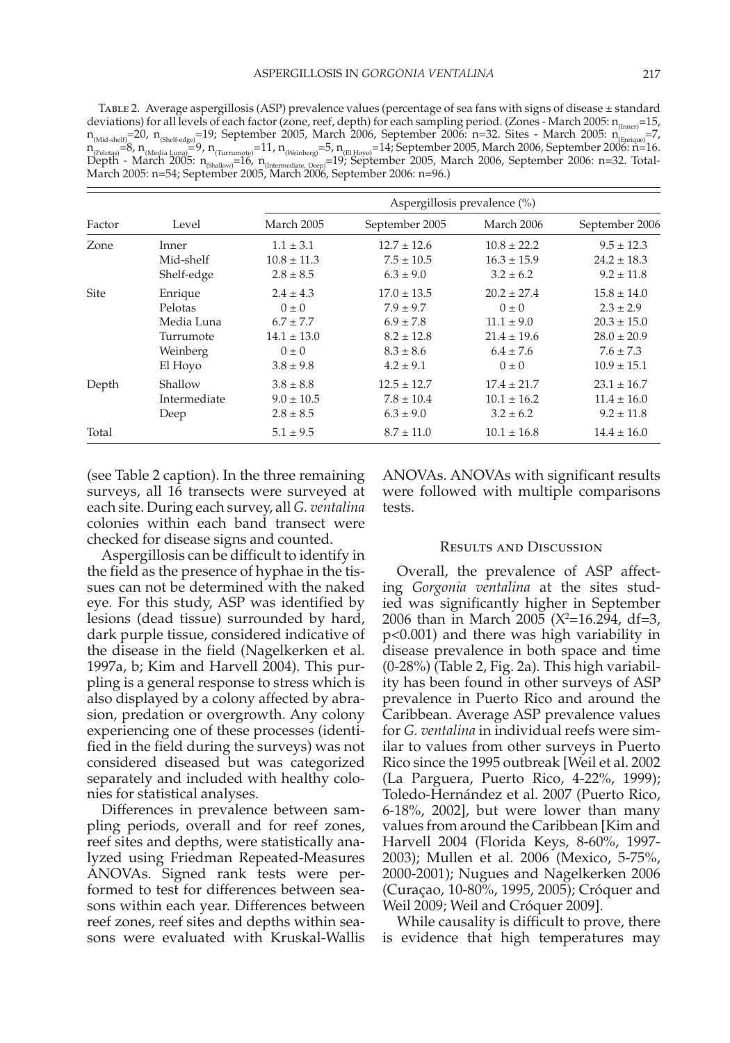Table 2. Average aspergillosis (ASP) prevalence values (percentage of sea fans with signs of disease ± standard deviations) for all levels of each factor (zone, reef, depth) for each sampling period. (Zones - March 2005: $n_{(Inner)}$=15, $n_{(Mid\text{-}shelf)}$=20, $n_{(Shelf\text{-}edge)}$=19; September 2005, March 2006, September 2006: n=32. Sites - March 2005: $n_{(Enrique)}$=7, $n_{(Pelotas)}$=8, $n_{(Media\ Luna)}$=9, $n_{(Turrumote)}$=11, $n_{(Weinberg)}$=5, $n_{(El\ Hoyo)}$=14; September 2005, March 2006, September 2006: n=16. Depth - March 2005: $n_{(Shallow)}$=16, $n_{(Intermediate,\ Deep)}$=19; September 2005, March 2006, September 2006: n=32. Total-March 2005: n=54; September 2005, March 2006, September 2006: n=96.)

| Factor | Level | Aspergillosis prevalence (%) | | | |
|---|---|---|---|---|---|
| | | March 2005 | September 2005 | March 2006 | September 2006 |
| Zone | Inner | 1.1 ± 3.1 | 12.7 ± 12.6 | 10.8 ± 22.2 | 9.5 ± 12.3 |
| | Mid-shelf | 10.8 ± 11.3 | 7.5 ± 10.5 | 16.3 ± 15.9 | 24.2 ± 18.3 |
| | Shelf-edge | 2.8 ± 8.5 | 6.3 ± 9.0 | 3.2 ± 6.2 | 9.2 ± 11.8 |
| Site | Enrique | 2.4 ± 4.3 | 17.0 ± 13.5 | 20.2 ± 27.4 | 15.8 ± 14.0 |
| | Pelotas | 0 ± 0 | 7.9 ± 9.7 | 0 ± 0 | 2.3 ± 2.9 |
| | Media Luna | 6.7 ± 7.7 | 6.9 ± 7.8 | 11.1 ± 9.0 | 20.3 ± 15.0 |
| | Turrumote | 14.1 ± 13.0 | 8.2 ± 12.8 | 21.4 ± 19.6 | 28.0 ± 20.9 |
| | Weinberg | 0 ± 0 | 8.3 ± 8.6 | 6.4 ± 7.6 | 7.6 ± 7.3 |
| | El Hoyo | 3.8 ± 9.8 | 4.2 ± 9.1 | 0 ± 0 | 10.9 ± 15.1 |
| Depth | Shallow | 3.8 ± 8.8 | 12.5 ± 12.7 | 17.4 ± 21.7 | 23.1 ± 16.7 |
| | Intermediate | 9.0 ± 10.5 | 7.8 ± 10.4 | 10.1 ± 16.2 | 11.4 ± 16.0 |
| | Deep | 2.8 ± 8.5 | 6.3 ± 9.0 | 3.2 ± 6.2 | 9.2 ± 11.8 |
| Total | | 5.1 ± 9.5 | 8.7 ± 11.0 | 10.1 ± 16.8 | 14.4 ± 16.0 |

(see Table 2 caption). In the three remaining surveys, all 16 transects were surveyed at each site. During each survey, all *G. ventalina* colonies within each band transect were checked for disease signs and counted.

Aspergillosis can be difficult to identify in the field as the presence of hyphae in the tissues can not be determined with the naked eye. For this study, ASP was identified by lesions (dead tissue) surrounded by hard, dark purple tissue, considered indicative of the disease in the field (Nagelkerken et al. 1997a, b; Kim and Harvell 2004). This purpling is a general response to stress which is also displayed by a colony affected by abrasion, predation or overgrowth. Any colony experiencing one of these processes (identified in the field during the surveys) was not considered diseased but was categorized separately and included with healthy colonies for statistical analyses.

Differences in prevalence between sampling periods, overall and for reef zones, reef sites and depths, were statistically analyzed using Friedman Repeated-Measures ANOVAs. Signed rank tests were performed to test for differences between seasons within each year. Differences between reef zones, reef sites and depths within seasons were evaluated with Kruskal-Wallis ANOVAs. ANOVAs with significant results were followed with multiple comparisons tests.

## Results and Discussion

Overall, the prevalence of ASP affecting *Gorgonia ventalina* at the sites studied was significantly higher in September 2006 than in March 2005 ($X^2$=16.294, df=3, p<0.001) and there was high variability in disease prevalence in both space and time (0-28%) (Table 2, Fig. 2a). This high variability has been found in other surveys of ASP prevalence in Puerto Rico and around the Caribbean. Average ASP prevalence values for *G. ventalina* in individual reefs were similar to values from other surveys in Puerto Rico since the 1995 outbreak [Weil et al. 2002 (La Parguera, Puerto Rico, 4-22%, 1999); Toledo-Hernández et al. 2007 (Puerto Rico, 6-18%, 2002], but were lower than many values from around the Caribbean [Kim and Harvell 2004 (Florida Keys, 8-60%, 1997-2003); Mullen et al. 2006 (Mexico, 5-75%, 2000-2001); Nugues and Nagelkerken 2006 (Curaçao, 10-80%, 1995, 2005); Cróquer and Weil 2009; Weil and Cróquer 2009].

While causality is difficult to prove, there is evidence that high temperatures may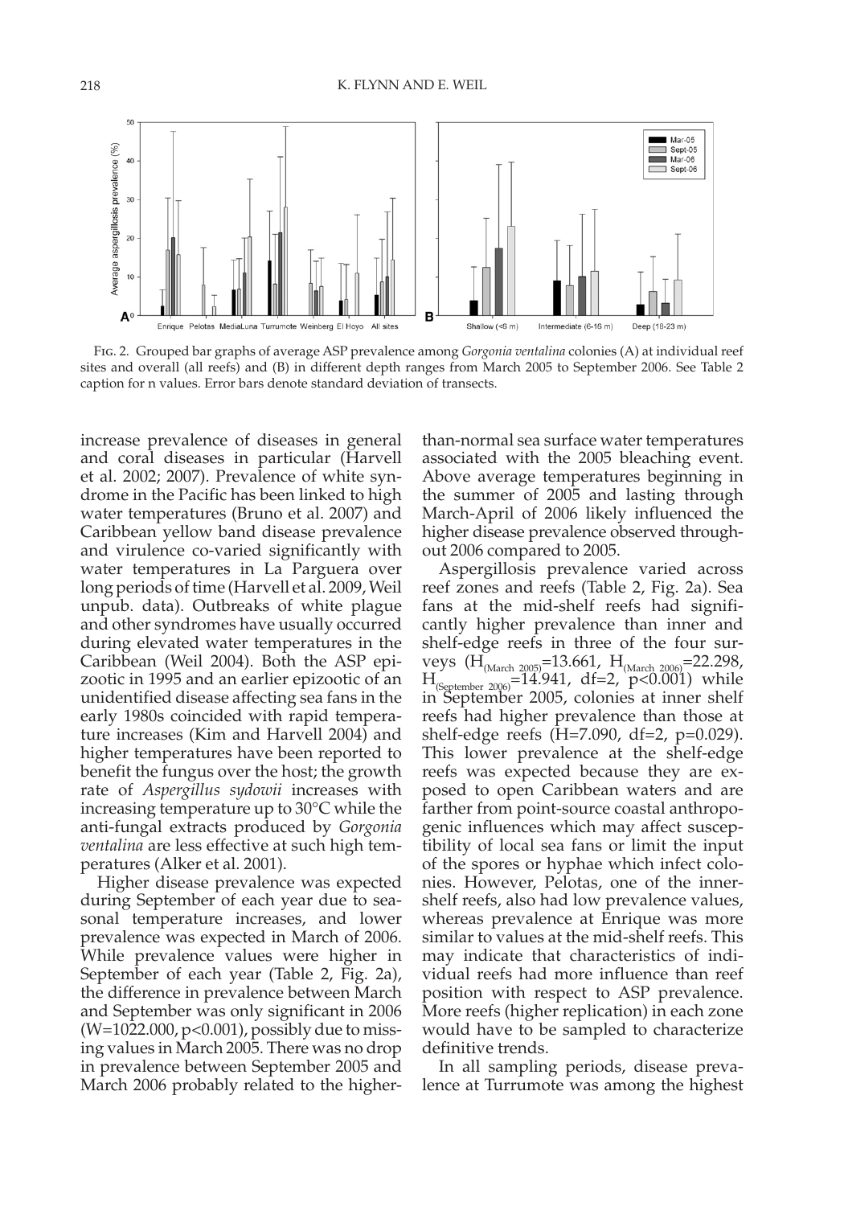Fig. 2. Grouped bar graphs of average ASP prevalence among *Gorgonia ventalina* colonies (A) at individual reef sites and overall (all reefs) and (B) in different depth ranges from March 2005 to September 2006. See Table 2 caption for n values. Error bars denote standard deviation of transects.

increase prevalence of diseases in general and coral diseases in particular (Harvell et al. 2002; 2007). Prevalence of white syndrome in the Pacific has been linked to high water temperatures (Bruno et al. 2007) and Caribbean yellow band disease prevalence and virulence co-varied significantly with water temperatures in La Parguera over long periods of time (Harvell et al. 2009, Weil unpub. data). Outbreaks of white plague and other syndromes have usually occurred during elevated water temperatures in the Caribbean (Weil 2004). Both the ASP epizootic in 1995 and an earlier epizootic of an unidentified disease affecting sea fans in the early 1980s coincided with rapid temperature increases (Kim and Harvell 2004) and higher temperatures have been reported to benefit the fungus over the host; the growth rate of *Aspergillus sydowii* increases with increasing temperature up to 30°C while the anti-fungal extracts produced by *Gorgonia ventalina* are less effective at such high temperatures (Alker et al. 2001).

Higher disease prevalence was expected during September of each year due to seasonal temperature increases, and lower prevalence was expected in March of 2006. While prevalence values were higher in September of each year (Table 2, Fig. 2a), the difference in prevalence between March and September was only significant in 2006 ($W=1022.000$, $p<0.001$), possibly due to missing values in March 2005. There was no drop in prevalence between September 2005 and March 2006 probably related to the higher-than-normal sea surface water temperatures associated with the 2005 bleaching event. Above average temperatures beginning in the summer of 2005 and lasting through March-April of 2006 likely influenced the higher disease prevalence observed throughout 2006 compared to 2005.

Aspergillosis prevalence varied across reef zones and reefs (Table 2, Fig. 2a). Sea fans at the mid-shelf reefs had significantly higher prevalence than inner and shelf-edge reefs in three of the four surveys ($H_{(March\ 2005)}=13.661$, $H_{(March\ 2006)}=22.298$, $H_{(September\ 2006)}=14.941$, $df=2$, $p<0.001$) while in September 2005, colonies at inner shelf reefs had higher prevalence than those at shelf-edge reefs ($H=7.090$, $df=2$, $p=0.029$). This lower prevalence at the shelf-edge reefs was expected because they are exposed to open Caribbean waters and are farther from point-source coastal anthropogenic influences which may affect susceptibility of local sea fans or limit the input of the spores or hyphae which infect colonies. However, Pelotas, one of the inner-shelf reefs, also had low prevalence values, whereas prevalence at Enrique was more similar to values at the mid-shelf reefs. This may indicate that characteristics of individual reefs had more influence than reef position with respect to ASP prevalence. More reefs (higher replication) in each zone would have to be sampled to characterize definitive trends.

In all sampling periods, disease prevalence at Turrumote was among the highest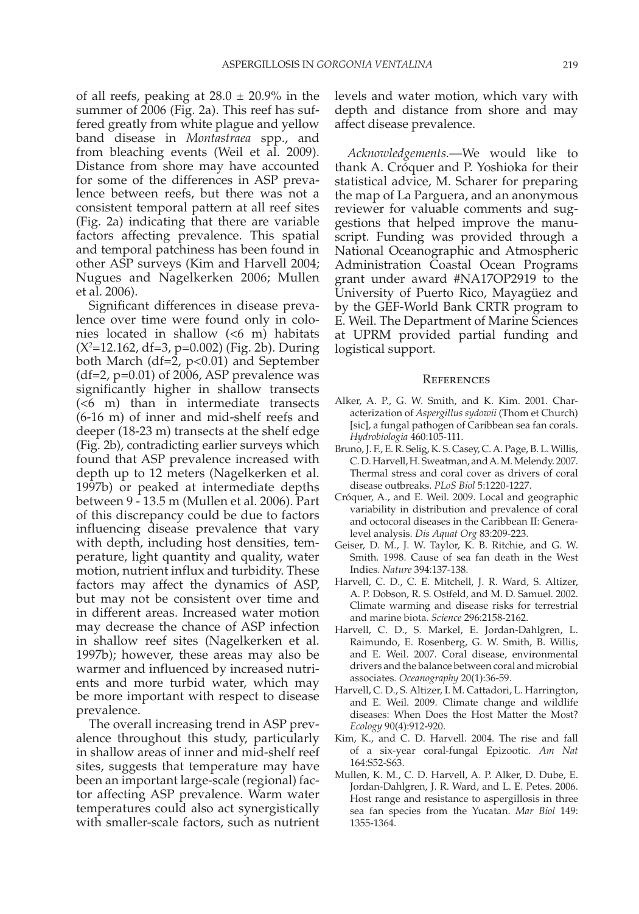of all reefs, peaking at 28.0 ± 20.9% in the summer of 2006 (Fig. 2a). This reef has suffered greatly from white plague and yellow band disease in *Montastraea* spp., and from bleaching events (Weil et al. 2009). Distance from shore may have accounted for some of the differences in ASP prevalence between reefs, but there was not a consistent temporal pattern at all reef sites (Fig. 2a) indicating that there are variable factors affecting prevalence. This spatial and temporal patchiness has been found in other ASP surveys (Kim and Harvell 2004; Nugues and Nagelkerken 2006; Mullen et al. 2006).

Significant differences in disease prevalence over time were found only in colonies located in shallow (<6 m) habitats ($X^2$=12.162, df=3, p=0.002) (Fig. 2b). During both March (df=2, p<0.01) and September (df=2, p=0.01) of 2006, ASP prevalence was significantly higher in shallow transects (<6 m) than in intermediate transects (6-16 m) of inner and mid-shelf reefs and deeper (18-23 m) transects at the shelf edge (Fig. 2b), contradicting earlier surveys which found that ASP prevalence increased with depth up to 12 meters (Nagelkerken et al. 1997b) or peaked at intermediate depths between 9 - 13.5 m (Mullen et al. 2006). Part of this discrepancy could be due to factors influencing disease prevalence that vary with depth, including host densities, temperature, light quantity and quality, water motion, nutrient influx and turbidity. These factors may affect the dynamics of ASP, but may not be consistent over time and in different areas. Increased water motion may decrease the chance of ASP infection in shallow reef sites (Nagelkerken et al. 1997b); however, these areas may also be warmer and influenced by increased nutrients and more turbid water, which may be more important with respect to disease prevalence.

The overall increasing trend in ASP prevalence throughout this study, particularly in shallow areas of inner and mid-shelf reef sites, suggests that temperature may have been an important large-scale (regional) factor affecting ASP prevalence. Warm water temperatures could also act synergistically with smaller-scale factors, such as nutrient levels and water motion, which vary with depth and distance from shore and may affect disease prevalence.

*Acknowledgements.*—We would like to thank A. Cróquer and P. Yoshioka for their statistical advice, M. Scharer for preparing the map of La Parguera, and an anonymous reviewer for valuable comments and suggestions that helped improve the manuscript. Funding was provided through a National Oceanographic and Atmospheric Administration Coastal Ocean Programs grant under award #NA17OP2919 to the University of Puerto Rico, Mayagüez and by the GEF-World Bank CRTR program to E. Weil. The Department of Marine Sciences at UPRM provided partial funding and logistical support.

## References

Alker, A. P., G. W. Smith, and K. Kim. 2001. Characterization of *Aspergillus sydowii* (Thom et Church) [sic], a fungal pathogen of Caribbean sea fan corals. *Hydrobiologia* 460:105-111.

Bruno, J. F., E. R. Selig, K. S. Casey, C. A. Page, B. L. Willis, C. D. Harvell, H. Sweatman, and A. M. Melendy. 2007. Thermal stress and coral cover as drivers of coral disease outbreaks. *PLoS Biol* 5:1220-1227.

Cróquer, A., and E. Weil. 2009. Local and geographic variability in distribution and prevalence of coral and octocoral diseases in the Caribbean II: Genera-level analysis. *Dis Aquat Org* 83:209-223.

Geiser, D. M., J. W. Taylor, K. B. Ritchie, and G. W. Smith. 1998. Cause of sea fan death in the West Indies. *Nature* 394:137-138.

Harvell, C. D., C. E. Mitchell, J. R. Ward, S. Altizer, A. P. Dobson, R. S. Ostfeld, and M. D. Samuel. 2002. Climate warming and disease risks for terrestrial and marine biota. *Science* 296:2158-2162.

Harvell, C. D., S. Markel, E. Jordan-Dahlgren, L. Raimundo, E. Rosenberg, G. W. Smith, B. Willis, and E. Weil. 2007. Coral disease, environmental drivers and the balance between coral and microbial associates. *Oceanography* 20(1):36-59.

Harvell, C. D., S. Altizer, I. M. Cattadori, L. Harrington, and E. Weil. 2009. Climate change and wildlife diseases: When Does the Host Matter the Most? *Ecology* 90(4):912-920.

Kim, K., and C. D. Harvell. 2004. The rise and fall of a six-year coral-fungal Epizootic. *Am Nat* 164:S52-S63.

Mullen, K. M., C. D. Harvell, A. P. Alker, D. Dube, E. Jordan-Dahlgren, J. R. Ward, and L. E. Petes. 2006. Host range and resistance to aspergillosis in three sea fan species from the Yucatan. *Mar Biol* 149: 1355-1364.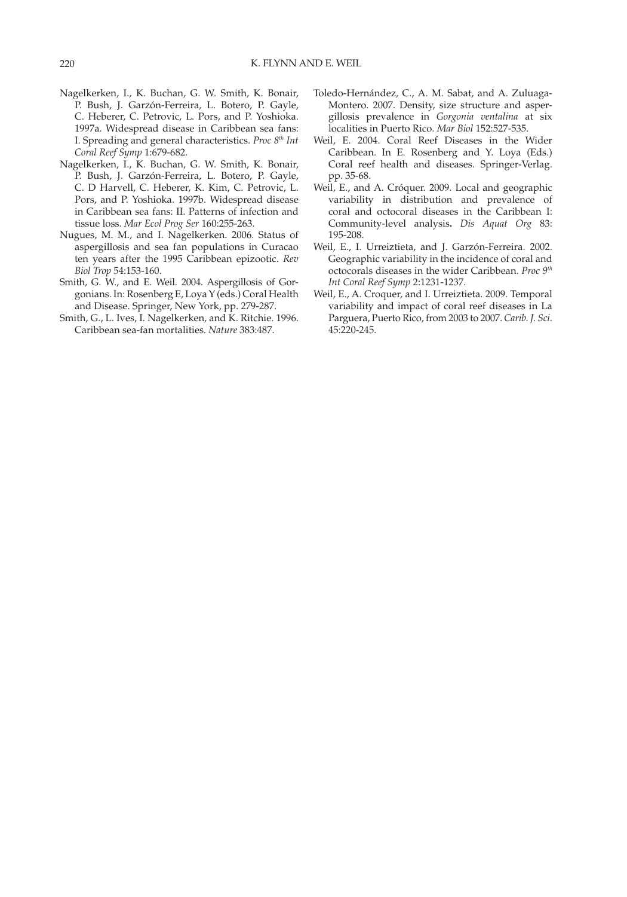Nagelkerken, I., K. Buchan, G. W. Smith, K. Bonair, P. Bush, J. Garzón-Ferreira, L. Botero, P. Gayle, C. Heberer, C. Petrovic, L. Pors, and P. Yoshioka. 1997a. Widespread disease in Caribbean sea fans: I. Spreading and general characteristics. *Proc 8th Int Coral Reef Symp* 1:679-682.

Nagelkerken, I., K. Buchan, G. W. Smith, K. Bonair, P. Bush, J. Garzón-Ferreira, L. Botero, P. Gayle, C. D Harvell, C. Heberer, K. Kim, C. Petrovic, L. Pors, and P. Yoshioka. 1997b. Widespread disease in Caribbean sea fans: II. Patterns of infection and tissue loss. *Mar Ecol Prog Ser* 160:255-263.

Nugues, M. M., and I. Nagelkerken. 2006. Status of aspergillosis and sea fan populations in Curacao ten years after the 1995 Caribbean epizootic. *Rev Biol Trop* 54:153-160.

Smith, G. W., and E. Weil. 2004. Aspergillosis of Gorgonians. In: Rosenberg E, Loya Y (eds.) Coral Health and Disease. Springer, New York, pp. 279-287.

Smith, G., L. Ives, I. Nagelkerken, and K. Ritchie. 1996. Caribbean sea-fan mortalities. *Nature* 383:487.

Toledo-Hernández, C., A. M. Sabat, and A. Zuluaga-Montero. 2007. Density, size structure and aspergillosis prevalence in *Gorgonia ventalina* at six localities in Puerto Rico. *Mar Biol* 152:527-535.

Weil, E. 2004. Coral Reef Diseases in the Wider Caribbean. In E. Rosenberg and Y. Loya (Eds.) Coral reef health and diseases. Springer-Verlag. pp. 35-68.

Weil, E., and A. Cróquer. 2009. Local and geographic variability in distribution and prevalence of coral and octocoral diseases in the Caribbean I: Community-level analysis. *Dis Aquat Org* 83: 195-208.

Weil, E., I. Urreiztieta, and J. Garzón-Ferreira. 2002. Geographic variability in the incidence of coral and octocorals diseases in the wider Caribbean. *Proc 9th Int Coral Reef Symp* 2:1231-1237.

Weil, E., A. Croquer, and I. Urreiztieta. 2009. Temporal variability and impact of coral reef diseases in La Parguera, Puerto Rico, from 2003 to 2007. *Carib. J. Sci.* 45:220-245.